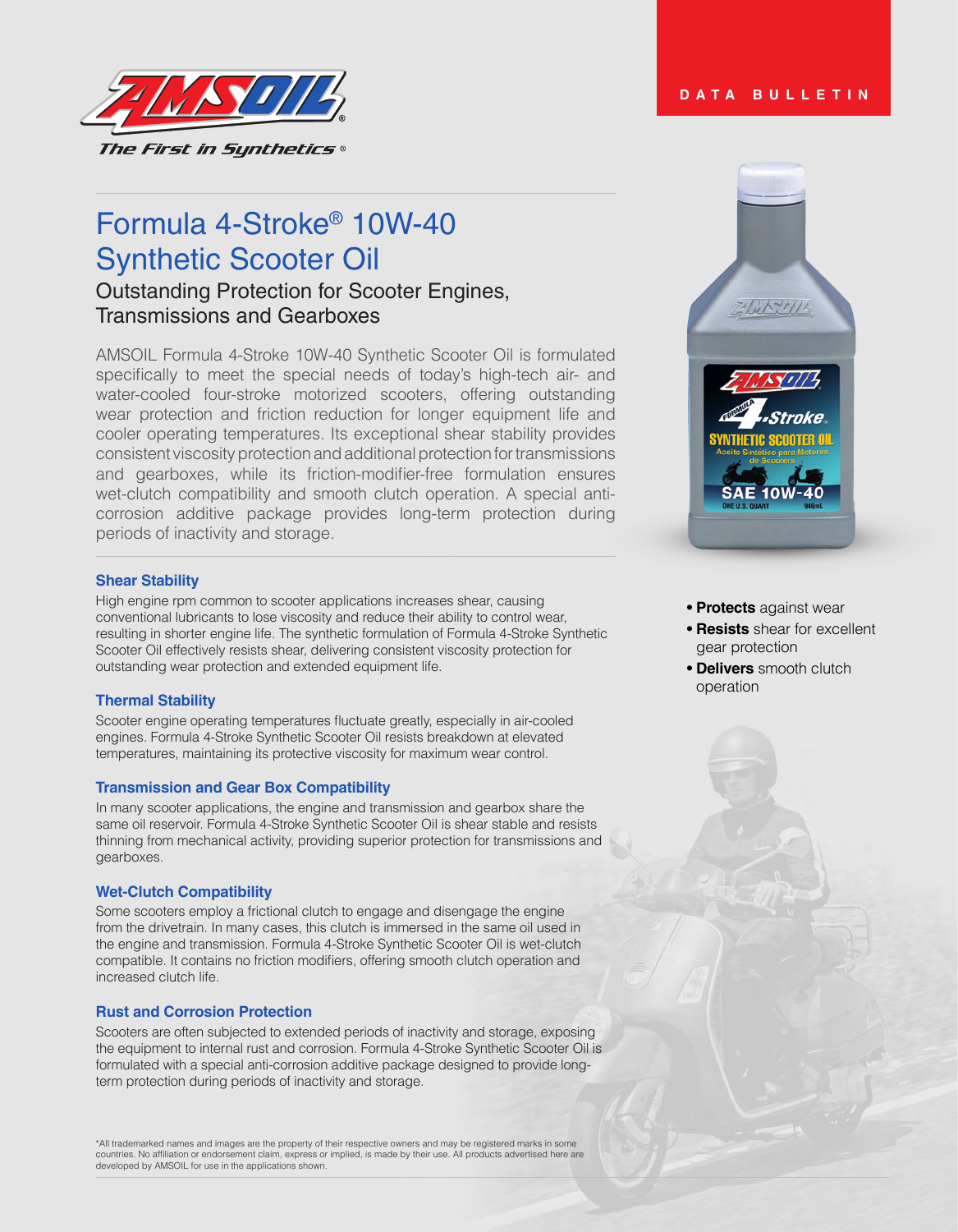AMSOIL

The First in Synthetics®

DATA BULLETIN

# Formula 4-Stroke® 10W-40 Synthetic Scooter Oil

## Outstanding Protection for Scooter Engines, Transmissions and Gearboxes

AMSOIL Formula 4-Stroke 10W-40 Synthetic Scooter Oil is formulated specifically to meet the special needs of today's high-tech air- and water-cooled four-stroke motorized scooters, offering outstanding wear protection and friction reduction for longer equipment life and cooler operating temperatures. Its exceptional shear stability provides consistent viscosity protection and additional protection for transmissions and gearboxes, while its friction-modifier-free formulation ensures wet-clutch compatibility and smooth clutch operation. A special anti-corrosion additive package provides long-term protection during periods of inactivity and storage.

- **Protects** against wear
- **Resists** shear for excellent gear protection
- **Delivers** smooth clutch operation

### Shear Stability

High engine rpm common to scooter applications increases shear, causing conventional lubricants to lose viscosity and reduce their ability to control wear, resulting in shorter engine life. The synthetic formulation of Formula 4-Stroke Synthetic Scooter Oil effectively resists shear, delivering consistent viscosity protection for outstanding wear protection and extended equipment life.

### Thermal Stability

Scooter engine operating temperatures fluctuate greatly, especially in air-cooled engines. Formula 4-Stroke Synthetic Scooter Oil resists breakdown at elevated temperatures, maintaining its protective viscosity for maximum wear control.

### Transmission and Gear Box Compatibility

In many scooter applications, the engine and transmission and gearbox share the same oil reservoir. Formula 4-Stroke Synthetic Scooter Oil is shear stable and resists thinning from mechanical activity, providing superior protection for transmissions and gearboxes.

### Wet-Clutch Compatibility

Some scooters employ a frictional clutch to engage and disengage the engine from the drivetrain. In many cases, this clutch is immersed in the same oil used in the engine and transmission. Formula 4-Stroke Synthetic Scooter Oil is wet-clutch compatible. It contains no friction modifiers, offering smooth clutch operation and increased clutch life.

### Rust and Corrosion Protection

Scooters are often subjected to extended periods of inactivity and storage, exposing the equipment to internal rust and corrosion. Formula 4-Stroke Synthetic Scooter Oil is formulated with a special anti-corrosion additive package designed to provide long-term protection during periods of inactivity and storage.

*All trademarked names and images are the property of their respective owners and may be registered marks in some countries. No affiliation or endorsement claim, express or implied, is made by their use. All products advertised here are developed by AMSOIL for use in the applications shown.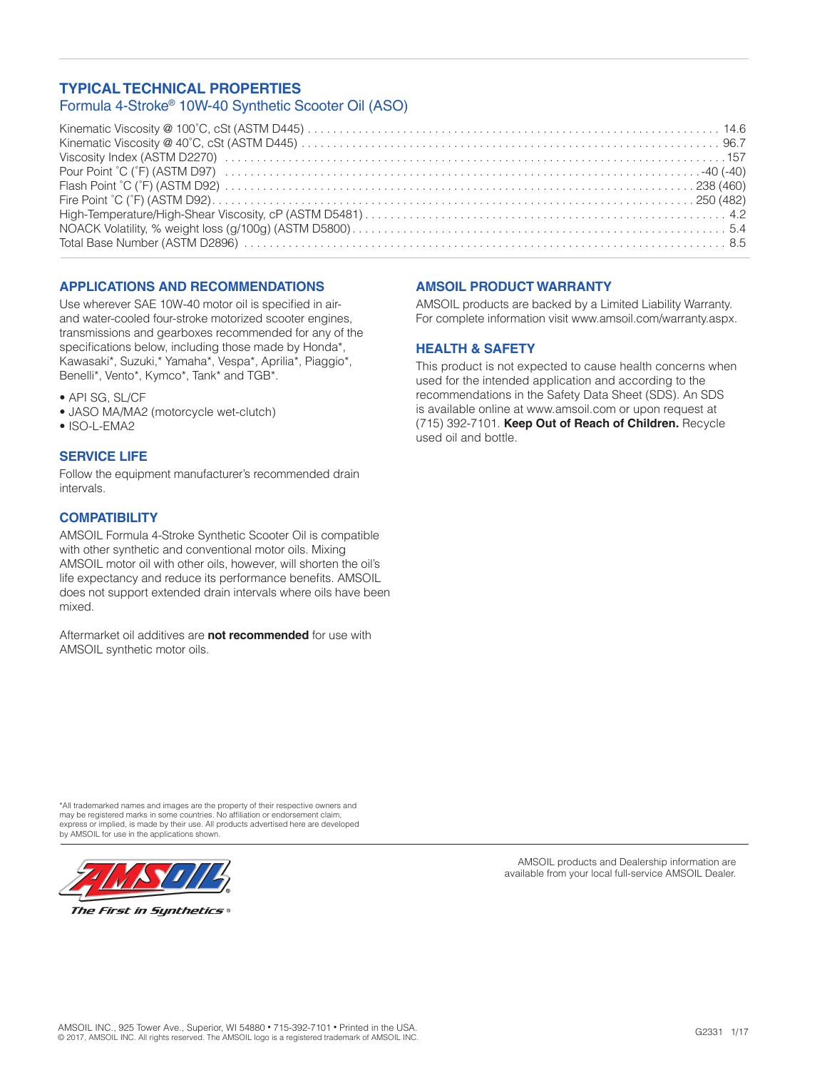## TYPICAL TECHNICAL PROPERTIES

### Formula 4-Stroke® 10W-40 Synthetic Scooter Oil (ASO)

| | |
|---|---|
| Kinematic Viscosity @ 100˚C, cSt (ASTM D445) | 14.6 |
| Kinematic Viscosity @ 40˚C, cSt (ASTM D445) | 96.7 |
| Viscosity Index (ASTM D2270) | 157 |
| Pour Point ˚C (˚F) (ASTM D97) | -40 (-40) |
| Flash Point ˚C (˚F) (ASTM D92) | 238 (460) |
| Fire Point ˚C (˚F) (ASTM D92) | 250 (482) |
| High-Temperature/High-Shear Viscosity, cP (ASTM D5481) | 4.2 |
| NOACK Volatility, % weight loss (g/100g) (ASTM D5800) | 5.4 |
| Total Base Number (ASTM D2896) | 8.5 |

## APPLICATIONS AND RECOMMENDATIONS

Use wherever SAE 10W-40 motor oil is specified in air- and water-cooled four-stroke motorized scooter engines, transmissions and gearboxes recommended for any of the specifications below, including those made by Honda*, Kawasaki*, Suzuki,* Yamaha*, Vespa*, Aprilia*, Piaggio*, Benelli*, Vento*, Kymco*, Tank* and TGB*.

- API SG, SL/CF
- JASO MA/MA2 (motorcycle wet-clutch)
- ISO-L-EMA2

## SERVICE LIFE

Follow the equipment manufacturer's recommended drain intervals.

## COMPATIBILITY

AMSOIL Formula 4-Stroke Synthetic Scooter Oil is compatible with other synthetic and conventional motor oils. Mixing AMSOIL motor oil with other oils, however, will shorten the oil's life expectancy and reduce its performance benefits. AMSOIL does not support extended drain intervals where oils have been mixed.

Aftermarket oil additives are **not recommended** for use with AMSOIL synthetic motor oils.

## AMSOIL PRODUCT WARRANTY

AMSOIL products are backed by a Limited Liability Warranty. For complete information visit www.amsoil.com/warranty.aspx.

## HEALTH & SAFETY

This product is not expected to cause health concerns when used for the intended application and according to the recommendations in the Safety Data Sheet (SDS). An SDS is available online at www.amsoil.com or upon request at (715) 392-7101. **Keep Out of Reach of Children.** Recycle used oil and bottle.

*All trademarked names and images are the property of their respective owners and may be registered marks in some countries. No affiliation or endorsement claim, express or implied, is made by their use. All products advertised here are developed by AMSOIL for use in the applications shown.

AMSOIL products and Dealership information are available from your local full-service AMSOIL Dealer.

AMSOIL INC., 925 Tower Ave., Superior, WI 54880 • 715-392-7101 • Printed in the USA.
© 2017, AMSOIL INC. All rights reserved. The AMSOIL logo is a registered trademark of AMSOIL INC.

G2331 1/17